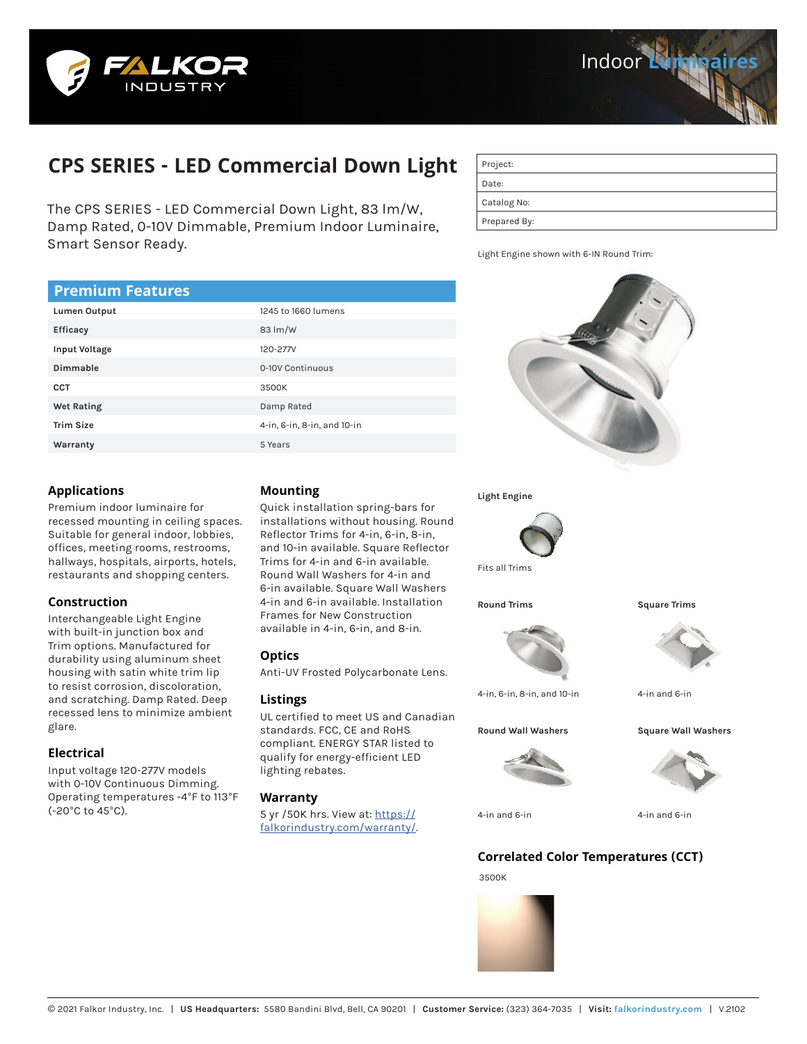FALKOR INDUSTRY

Indoor Luminaires

# CPS SERIES - LED Commercial Down Light

The CPS SERIES - LED Commercial Down Light, 83 lm/W, Damp Rated, 0-10V Dimmable, Premium Indoor Luminaire, Smart Sensor Ready.

| Project: |
|---|
| Date: |
| Catalog No: |
| Prepared By: |

Light Engine shown with 6-IN Round Trim:

## Premium Features

| | |
|---|---|
| **Lumen Output** | 1245 to 1660 lumens |
| **Efficacy** | 83 lm/W |
| **Input Voltage** | 120-277V |
| **Dimmable** | 0-10V Continuous |
| **CCT** | 3500K |
| **Wet Rating** | Damp Rated |
| **Trim Size** | 4-in, 6-in, 8-in, and 10-in |
| **Warranty** | 5 Years |

### Applications

Premium indoor luminaire for recessed mounting in ceiling spaces. Suitable for general indoor, lobbies, offices, meeting rooms, restrooms, hallways, hospitals, airports, hotels, restaurants and shopping centers.

### Construction

Interchangeable Light Engine with built-in junction box and Trim options. Manufactured for durability using aluminum sheet housing with satin white trim lip to resist corrosion, discoloration, and scratching. Damp Rated. Deep recessed lens to minimize ambient glare.

### Electrical

Input voltage 120-277V models with 0-10V Continuous Dimming. Operating temperatures -4°F to 113°F (-20°C to 45°C).

### Mounting

Quick installation spring-bars for installations without housing. Round Reflector Trims for 4-in, 6-in, 8-in, and 10-in available. Square Reflector Trims for 4-in and 6-in available. Round Wall Washers for 4-in and 6-in available. Square Wall Washers 4-in and 6-in available. Installation Frames for New Construction available in 4-in, 6-in, and 8-in.

### Optics

Anti-UV Frosted Polycarbonate Lens.

### Listings

UL certified to meet US and Canadian standards. FCC, CE and RoHS compliant. ENERGY STAR listed to qualify for energy-efficient LED lighting rebates.

### Warranty

5 yr /50K hrs. View at: [https://falkorindustry.com/warranty/](https://falkorindustry.com/warranty/).

**Light Engine**

Fits all Trims

**Round Trims**

4-in, 6-in, 8-in, and 10-in

**Square Trims**

4-in and 6-in

**Round Wall Washers**

4-in and 6-in

**Square Wall Washers**

4-in and 6-in

### Correlated Color Temperatures (CCT)

3500K

© 2021 Falkor Industry, Inc. | **US Headquarters:** 5580 Bandini Blvd, Bell, CA 90201 | **Customer Service:** (323) 364-7035 | **Visit:** falkorindustry.com | V.2102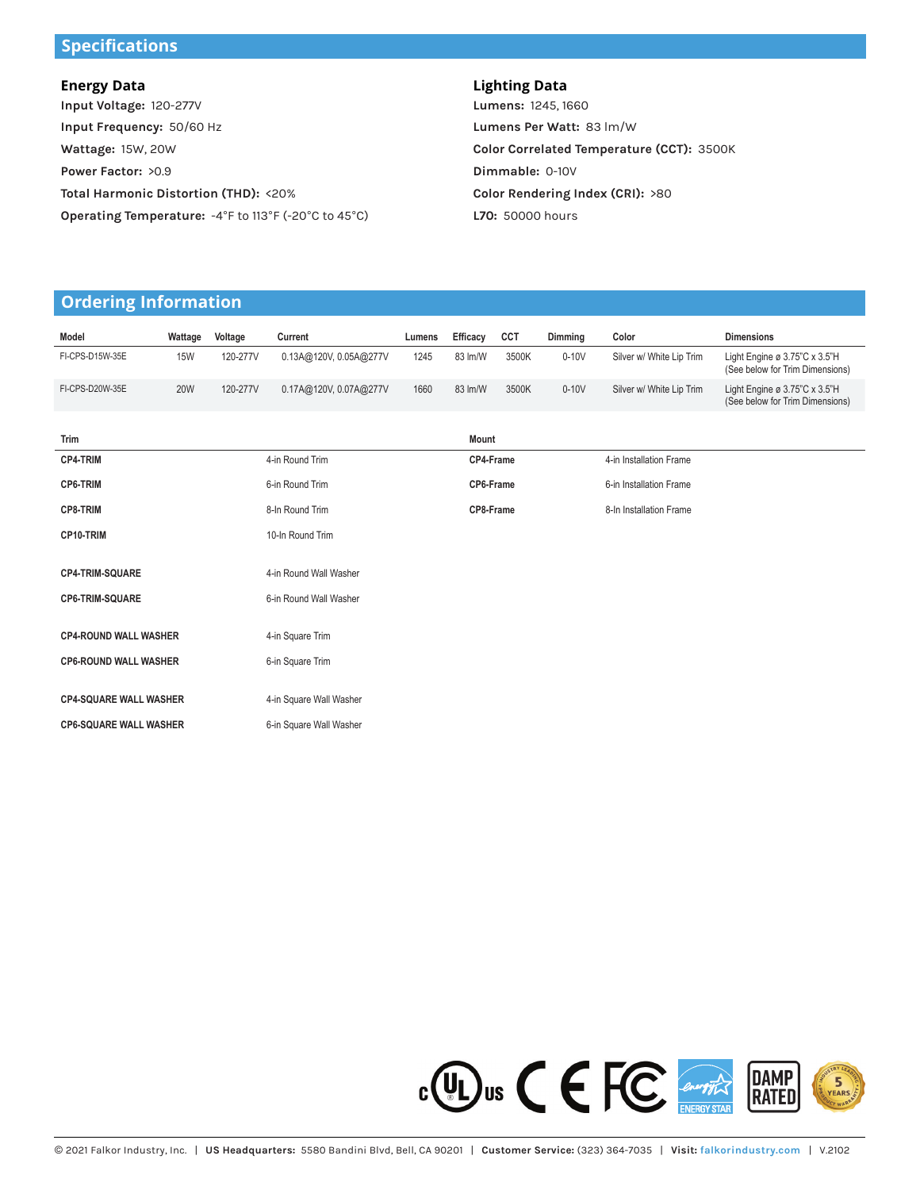## Specifications

### Energy Data

**Input Voltage:** 120-277V

**Input Frequency:** 50/60 Hz

**Wattage:** 15W, 20W

**Power Factor:** >0.9

**Total Harmonic Distortion (THD):** <20%

**Operating Temperature:** -4°F to 113°F (-20°C to 45°C)

### Lighting Data

**Lumens:** 1245, 1660

**Lumens Per Watt:** 83 lm/W

**Color Correlated Temperature (CCT):** 3500K

**Dimmable:** 0-10V

**Color Rendering Index (CRI):** >80

**L70:** 50000 hours

## Ordering Information

| Model | Wattage | Voltage | Current | Lumens | Efficacy | CCT | Dimming | Color | Dimensions |
|---|---|---|---|---|---|---|---|---|---|
| FI-CPS-D15W-35E | 15W | 120-277V | 0.13A@120V, 0.05A@277V | 1245 | 83 lm/W | 3500K | 0-10V | Silver w/ White Lip Trim | Light Engine ø 3.75"C x 3.5"H (See below for Trim Dimensions) |
| FI-CPS-D20W-35E | 20W | 120-277V | 0.17A@120V, 0.07A@277V | 1660 | 83 lm/W | 3500K | 0-10V | Silver w/ White Lip Trim | Light Engine ø 3.75"C x 3.5"H (See below for Trim Dimensions) |

| Trim | |
|---|---|
| **CP4-TRIM** | 4-in Round Trim |
| **CP6-TRIM** | 6-in Round Trim |
| **CP8-TRIM** | 8-In Round Trim |
| **CP10-TRIM** | 10-In Round Trim |
| **CP4-TRIM-SQUARE** | 4-in Round Wall Washer |
| **CP6-TRIM-SQUARE** | 6-in Round Wall Washer |
| **CP4-ROUND WALL WASHER** | 4-in Square Trim |
| **CP6-ROUND WALL WASHER** | 6-in Square Trim |
| **CP4-SQUARE WALL WASHER** | 4-in Square Wall Washer |
| **CP6-SQUARE WALL WASHER** | 6-in Square Wall Washer |

| Mount | |
|---|---|
| **CP4-Frame** | 4-in Installation Frame |
| **CP6-Frame** | 6-in Installation Frame |
| **CP8-Frame** | 8-In Installation Frame |

c UL us CE FC ENERGY STAR DAMP RATED 5 YEARS INDUSTRY LEADING PRODUCT WARRANTY

© 2021 Falkor Industry, Inc. | **US Headquarters:** 5580 Bandini Blvd, Bell, CA 90201 | **Customer Service:** (323) 364-7035 | **Visit:** falkorindustry.com | V.2102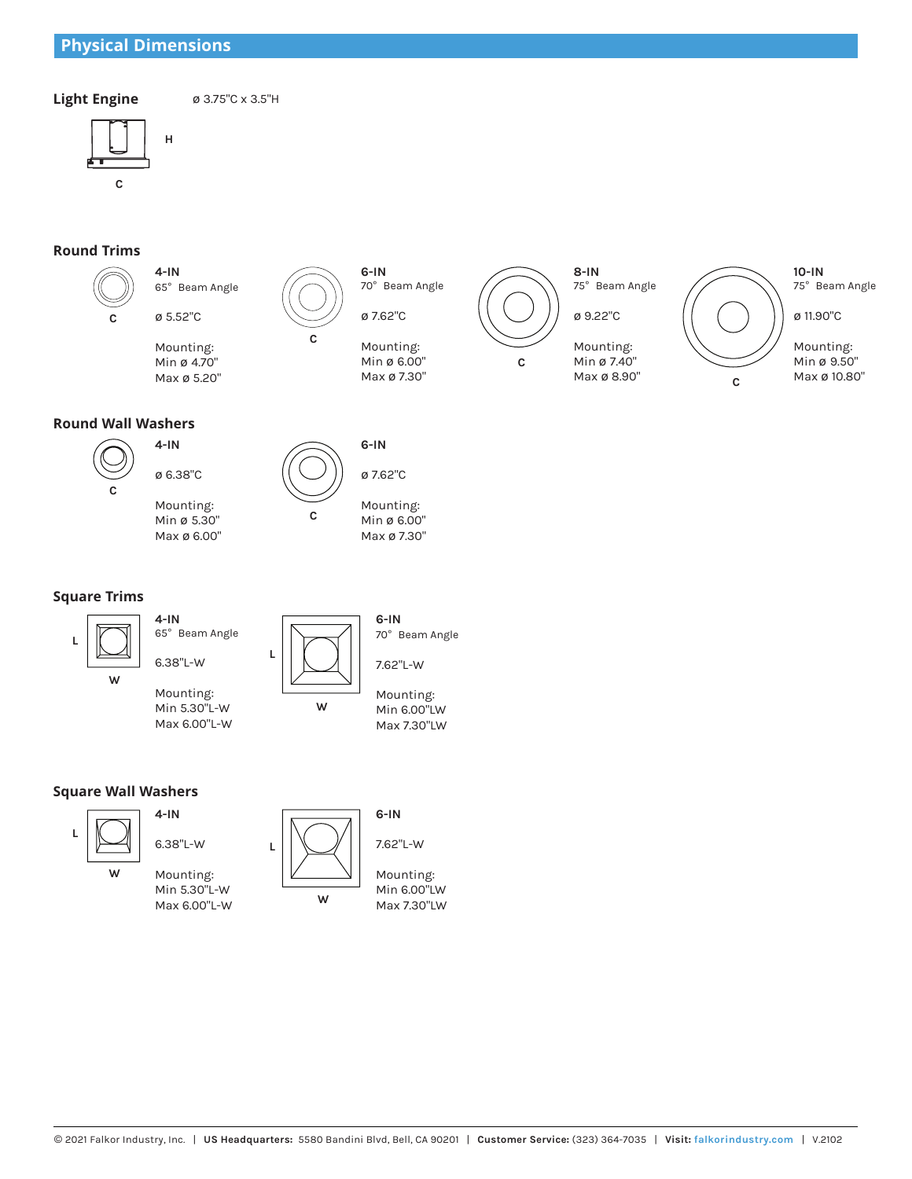## Physical Dimensions

### Light Engine

ø 3.75"C x 3.5"H

H

C

### Round Trims

**4-IN**
65° Beam Angle

ø 5.52"C

Mounting:
Min ø 4.70"
Max ø 5.20"

C

**6-IN**
70° Beam Angle

ø 7.62"C

Mounting:
Min ø 6.00"
Max ø 7.30"

C

**8-IN**
75° Beam Angle

ø 9.22"C

Mounting:
Min ø 7.40"
Max ø 8.90"

C

**10-IN**
75° Beam Angle

ø 11.90"C

Mounting:
Min ø 9.50"
Max ø 10.80"

C

### Round Wall Washers

**4-IN**

ø 6.38"C

Mounting:
Min ø 5.30"
Max ø 6.00"

C

**6-IN**

ø 7.62"C

Mounting:
Min ø 6.00"
Max ø 7.30"

C

### Square Trims

**4-IN**
65° Beam Angle

6.38"L-W

Mounting:
Min 5.30"L-W
Max 6.00"L-W

L

W

**6-IN**
70° Beam Angle

7.62"L-W

Mounting:
Min 6.00"LW
Max 7.30"LW

L

W

### Square Wall Washers

**4-IN**

6.38"L-W

Mounting:
Min 5.30"L-W
Max 6.00"L-W

L

W

**6-IN**

7.62"L-W

Mounting:
Min 6.00"LW
Max 7.30"LW

L

W

© 2021 Falkor Industry, Inc. | **US Headquarters:** 5580 Bandini Blvd, Bell, CA 90201 | **Customer Service:** (323) 364-7035 | **Visit:** falkorindustry.com | V.2102